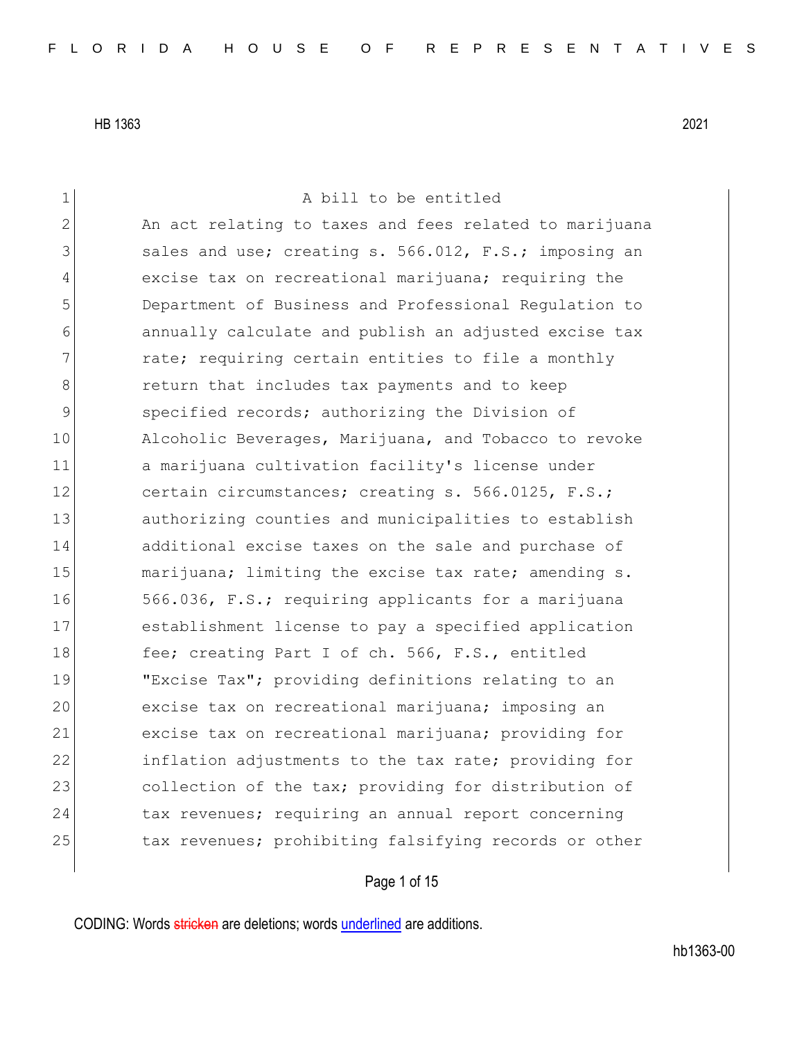HB 1363 2021

A bill to be entitled

An act relating to taxes and fees related to marijuana sales and use; creating s. 566.012, F.S.; imposing an excise tax on recreational marijuana; requiring the Department of Business and Professional Regulation to annually calculate and publish an adjusted excise tax rate; requiring certain entities to file a monthly return that includes tax payments and to keep specified records; authorizing the Division of Alcoholic Beverages, Marijuana, and Tobacco to revoke a marijuana cultivation facility's license under certain circumstances; creating s. 566.0125, F.S.; authorizing counties and municipalities to establish additional excise taxes on the sale and purchase of marijuana; limiting the excise tax rate; amending s. 566.036, F.S.; requiring applicants for a marijuana establishment license to pay a specified application fee; creating Part I of ch. 566, F.S., entitled "Excise Tax"; providing definitions relating to an excise tax on recreational marijuana; imposing an excise tax on recreational marijuana; providing for inflation adjustments to the tax rate; providing for collection of the tax; providing for distribution of tax revenues; requiring an annual report concerning tax revenues; prohibiting falsifying records or other

CODING: Words ~~stricken~~ are deletions; words underlined are additions.

hb1363-00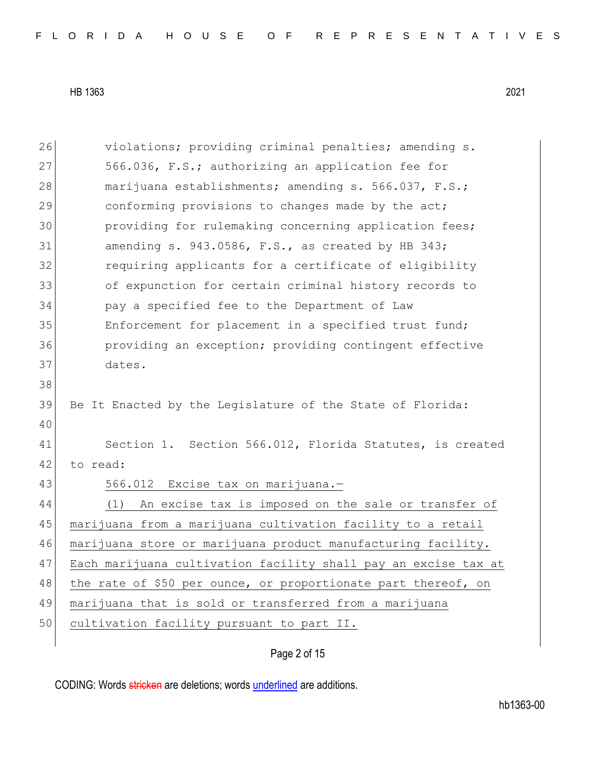violations; providing criminal penalties; amending s. 566.036, F.S.; authorizing an application fee for marijuana establishments; amending s. 566.037, F.S.; conforming provisions to changes made by the act; providing for rulemaking concerning application fees; amending s. 943.0586, F.S., as created by HB 343; requiring applicants for a certificate of eligibility of expunction for certain criminal history records to pay a specified fee to the Department of Law Enforcement for placement in a specified trust fund; providing an exception; providing contingent effective dates.

Be It Enacted by the Legislature of the State of Florida:

Section 1. Section 566.012, Florida Statutes, is created to read:

566.012 Excise tax on marijuana.—

(1) An excise tax is imposed on the sale or transfer of marijuana from a marijuana cultivation facility to a retail marijuana store or marijuana product manufacturing facility. Each marijuana cultivation facility shall pay an excise tax at the rate of $50 per ounce, or proportionate part thereof, on marijuana that is sold or transferred from a marijuana cultivation facility pursuant to part II.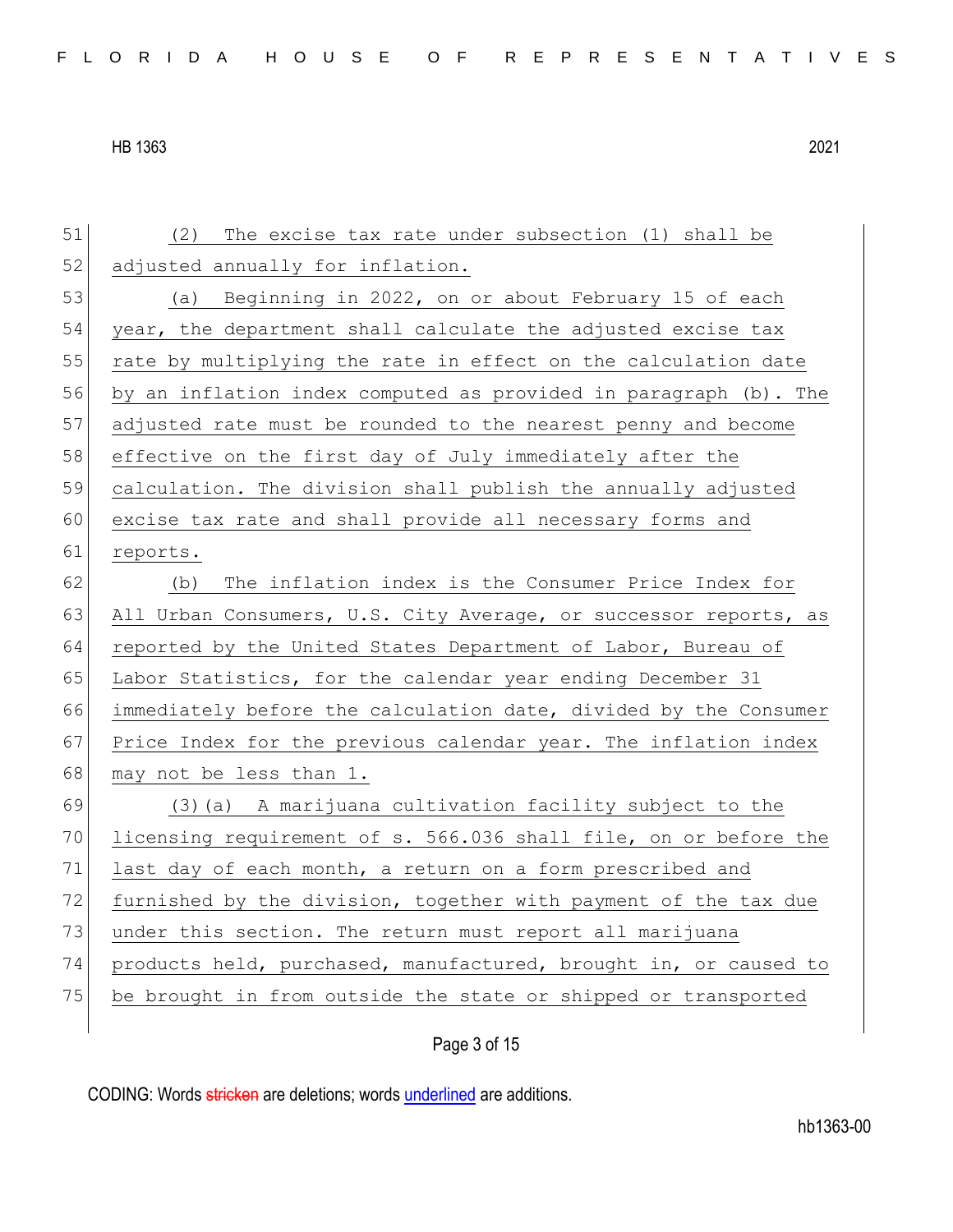(2) The excise tax rate under subsection (1) shall be adjusted annually for inflation.

(a) Beginning in 2022, on or about February 15 of each year, the department shall calculate the adjusted excise tax rate by multiplying the rate in effect on the calculation date by an inflation index computed as provided in paragraph (b). The adjusted rate must be rounded to the nearest penny and become effective on the first day of July immediately after the calculation. The division shall publish the annually adjusted excise tax rate and shall provide all necessary forms and reports.

(b) The inflation index is the Consumer Price Index for All Urban Consumers, U.S. City Average, or successor reports, as reported by the United States Department of Labor, Bureau of Labor Statistics, for the calendar year ending December 31 immediately before the calculation date, divided by the Consumer Price Index for the previous calendar year. The inflation index may not be less than 1.

(3)(a) A marijuana cultivation facility subject to the licensing requirement of s. 566.036 shall file, on or before the last day of each month, a return on a form prescribed and furnished by the division, together with payment of the tax due under this section. The return must report all marijuana products held, purchased, manufactured, brought in, or caused to be brought in from outside the state or shipped or transported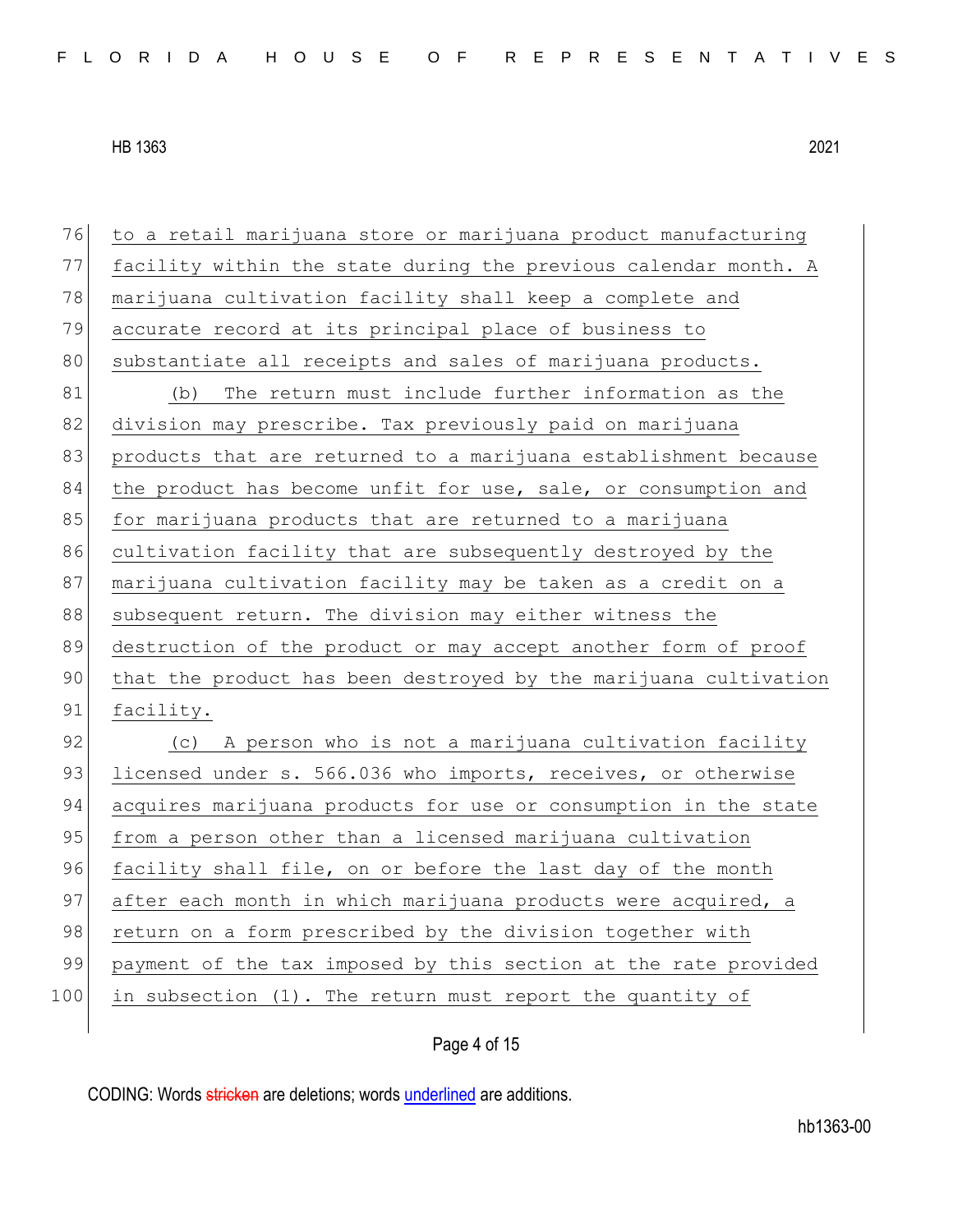to a retail marijuana store or marijuana product manufacturing facility within the state during the previous calendar month. A marijuana cultivation facility shall keep a complete and accurate record at its principal place of business to substantiate all receipts and sales of marijuana products.

(b) The return must include further information as the division may prescribe. Tax previously paid on marijuana products that are returned to a marijuana establishment because the product has become unfit for use, sale, or consumption and for marijuana products that are returned to a marijuana cultivation facility that are subsequently destroyed by the marijuana cultivation facility may be taken as a credit on a subsequent return. The division may either witness the destruction of the product or may accept another form of proof that the product has been destroyed by the marijuana cultivation facility.

(c) A person who is not a marijuana cultivation facility licensed under s. 566.036 who imports, receives, or otherwise acquires marijuana products for use or consumption in the state from a person other than a licensed marijuana cultivation facility shall file, on or before the last day of the month after each month in which marijuana products were acquired, a return on a form prescribed by the division together with payment of the tax imposed by this section at the rate provided in subsection (1). The return must report the quantity of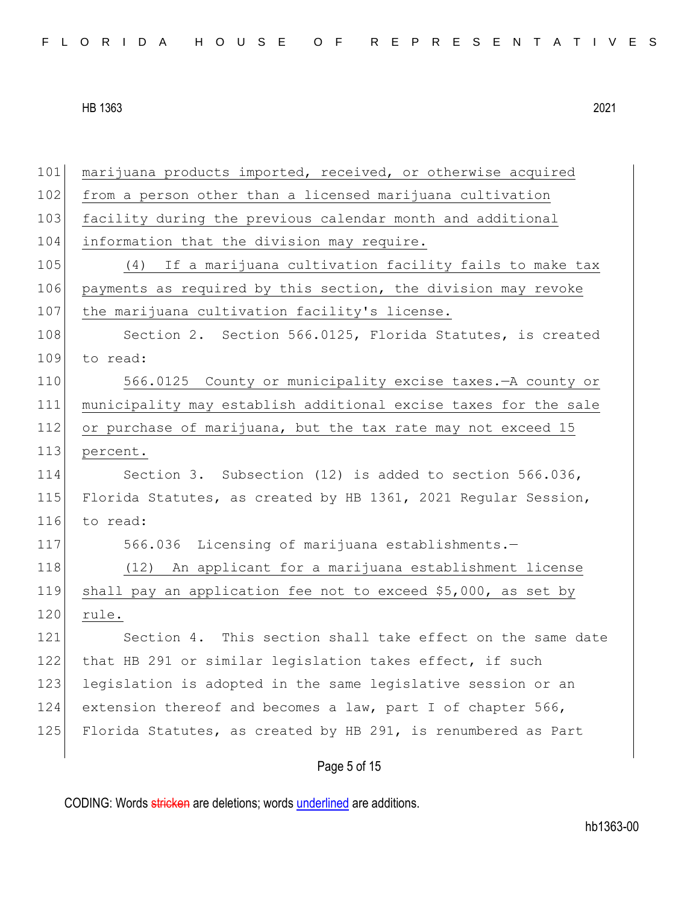marijuana products imported, received, or otherwise acquired from a person other than a licensed marijuana cultivation facility during the previous calendar month and additional information that the division may require.

(4) If a marijuana cultivation facility fails to make tax payments as required by this section, the division may revoke the marijuana cultivation facility's license.

Section 2. Section 566.0125, Florida Statutes, is created to read:

566.0125 County or municipality excise taxes.—A county or municipality may establish additional excise taxes for the sale or purchase of marijuana, but the tax rate may not exceed 15 percent.

Section 3. Subsection (12) is added to section 566.036, Florida Statutes, as created by HB 1361, 2021 Regular Session, to read:

566.036 Licensing of marijuana establishments.—

(12) An applicant for a marijuana establishment license shall pay an application fee not to exceed $5,000, as set by rule.

Section 4. This section shall take effect on the same date that HB 291 or similar legislation takes effect, if such legislation is adopted in the same legislative session or an extension thereof and becomes a law, part I of chapter 566, Florida Statutes, as created by HB 291, is renumbered as Part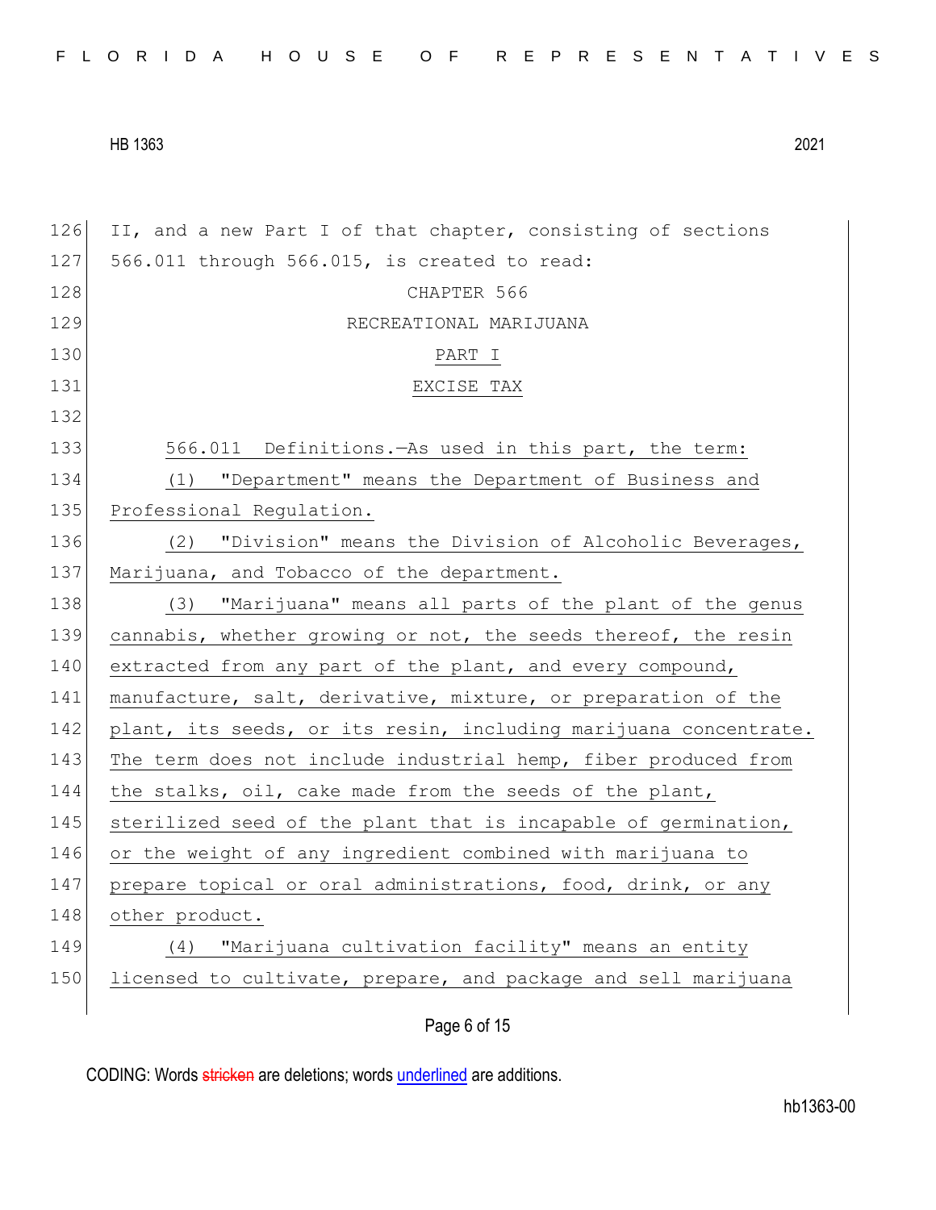II, and a new Part I of that chapter, consisting of sections 566.011 through 566.015, is created to read:

CHAPTER 566

RECREATIONAL MARIJUANA

PART I

EXCISE TAX

566.011 Definitions.—As used in this part, the term:

(1) "Department" means the Department of Business and Professional Regulation.

(2) "Division" means the Division of Alcoholic Beverages, Marijuana, and Tobacco of the department.

(3) "Marijuana" means all parts of the plant of the genus cannabis, whether growing or not, the seeds thereof, the resin extracted from any part of the plant, and every compound, manufacture, salt, derivative, mixture, or preparation of the plant, its seeds, or its resin, including marijuana concentrate. The term does not include industrial hemp, fiber produced from the stalks, oil, cake made from the seeds of the plant, sterilized seed of the plant that is incapable of germination, or the weight of any ingredient combined with marijuana to prepare topical or oral administrations, food, drink, or any other product.

(4) "Marijuana cultivation facility" means an entity licensed to cultivate, prepare, and package and sell marijuana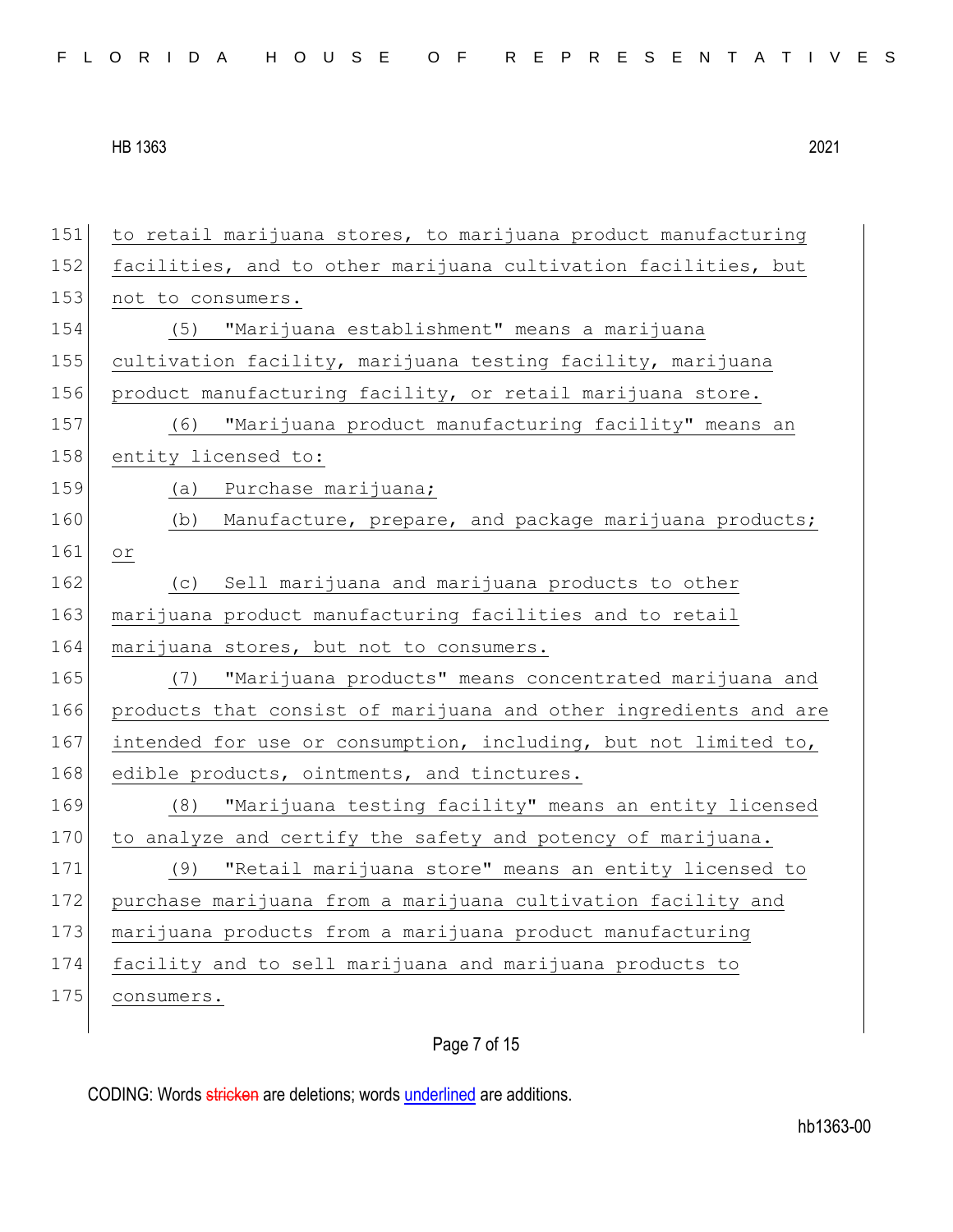to retail marijuana stores, to marijuana product manufacturing facilities, and to other marijuana cultivation facilities, but not to consumers.

(5) "Marijuana establishment" means a marijuana cultivation facility, marijuana testing facility, marijuana product manufacturing facility, or retail marijuana store.

(6) "Marijuana product manufacturing facility" means an entity licensed to:

(a) Purchase marijuana;

(b) Manufacture, prepare, and package marijuana products; or

(c) Sell marijuana and marijuana products to other marijuana product manufacturing facilities and to retail marijuana stores, but not to consumers.

(7) "Marijuana products" means concentrated marijuana and products that consist of marijuana and other ingredients and are intended for use or consumption, including, but not limited to, edible products, ointments, and tinctures.

(8) "Marijuana testing facility" means an entity licensed to analyze and certify the safety and potency of marijuana.

(9) "Retail marijuana store" means an entity licensed to purchase marijuana from a marijuana cultivation facility and marijuana products from a marijuana product manufacturing facility and to sell marijuana and marijuana products to consumers.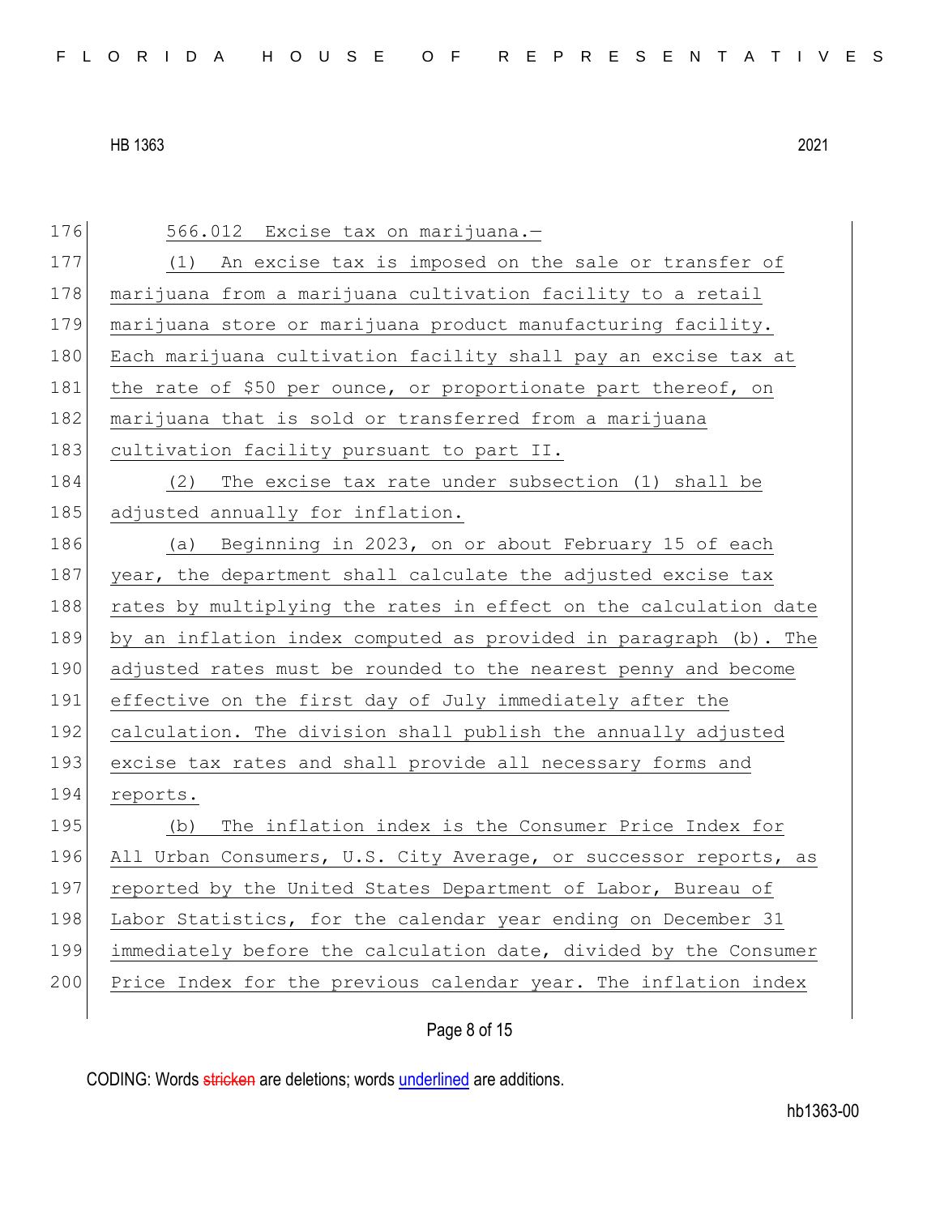566.012 Excise tax on marijuana.—

(1) An excise tax is imposed on the sale or transfer of marijuana from a marijuana cultivation facility to a retail marijuana store or marijuana product manufacturing facility. Each marijuana cultivation facility shall pay an excise tax at the rate of $50 per ounce, or proportionate part thereof, on marijuana that is sold or transferred from a marijuana cultivation facility pursuant to part II.

(2) The excise tax rate under subsection (1) shall be adjusted annually for inflation.

(a) Beginning in 2023, on or about February 15 of each year, the department shall calculate the adjusted excise tax rates by multiplying the rates in effect on the calculation date by an inflation index computed as provided in paragraph (b). The adjusted rates must be rounded to the nearest penny and become effective on the first day of July immediately after the calculation. The division shall publish the annually adjusted excise tax rates and shall provide all necessary forms and reports.

(b) The inflation index is the Consumer Price Index for All Urban Consumers, U.S. City Average, or successor reports, as reported by the United States Department of Labor, Bureau of Labor Statistics, for the calendar year ending on December 31 immediately before the calculation date, divided by the Consumer Price Index for the previous calendar year. The inflation index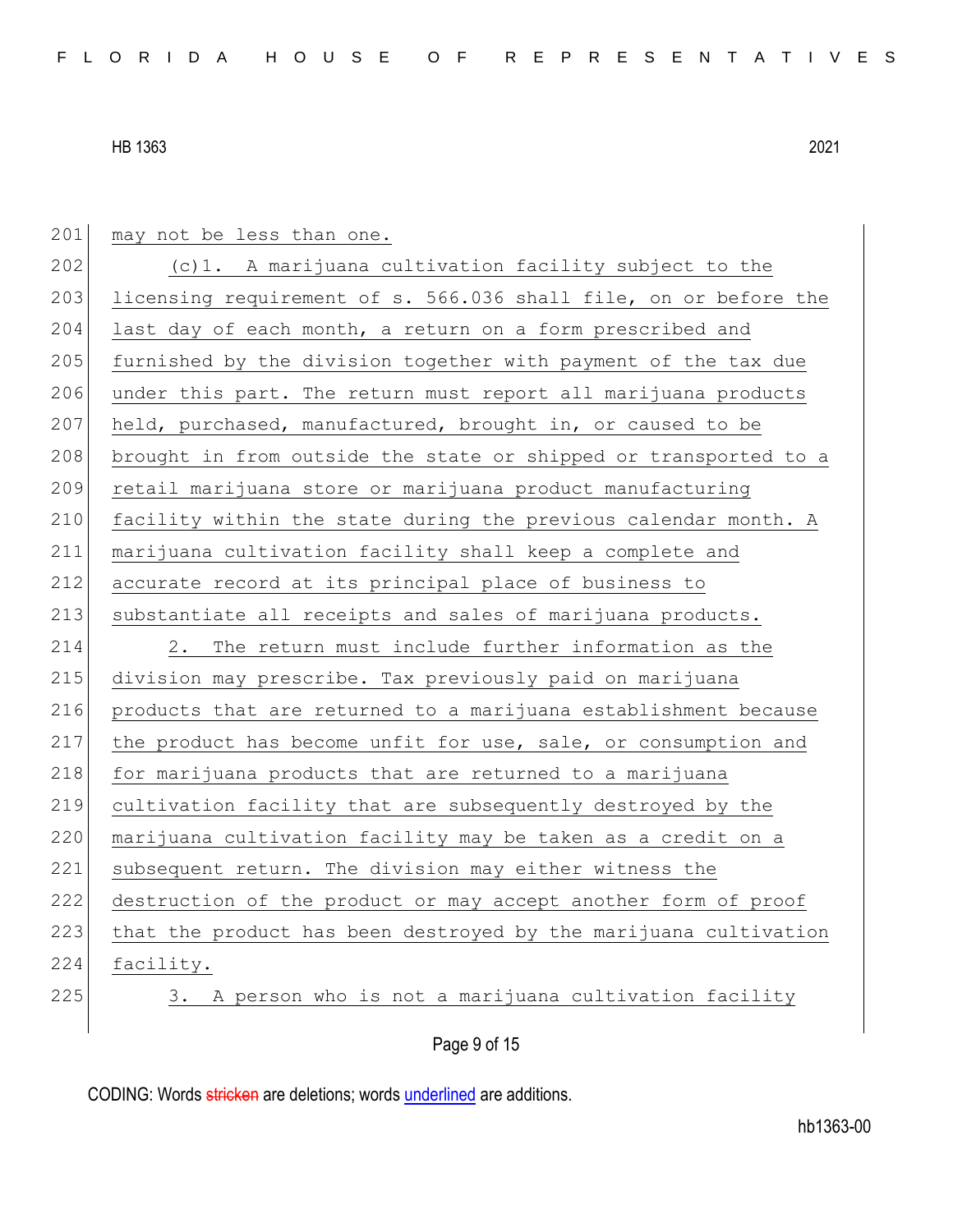may not be less than one.

(c)1. A marijuana cultivation facility subject to the licensing requirement of s. 566.036 shall file, on or before the last day of each month, a return on a form prescribed and furnished by the division together with payment of the tax due under this part. The return must report all marijuana products held, purchased, manufactured, brought in, or caused to be brought in from outside the state or shipped or transported to a retail marijuana store or marijuana product manufacturing facility within the state during the previous calendar month. A marijuana cultivation facility shall keep a complete and accurate record at its principal place of business to substantiate all receipts and sales of marijuana products.

2. The return must include further information as the division may prescribe. Tax previously paid on marijuana products that are returned to a marijuana establishment because the product has become unfit for use, sale, or consumption and for marijuana products that are returned to a marijuana cultivation facility that are subsequently destroyed by the marijuana cultivation facility may be taken as a credit on a subsequent return. The division may either witness the destruction of the product or may accept another form of proof that the product has been destroyed by the marijuana cultivation facility.

3. A person who is not a marijuana cultivation facility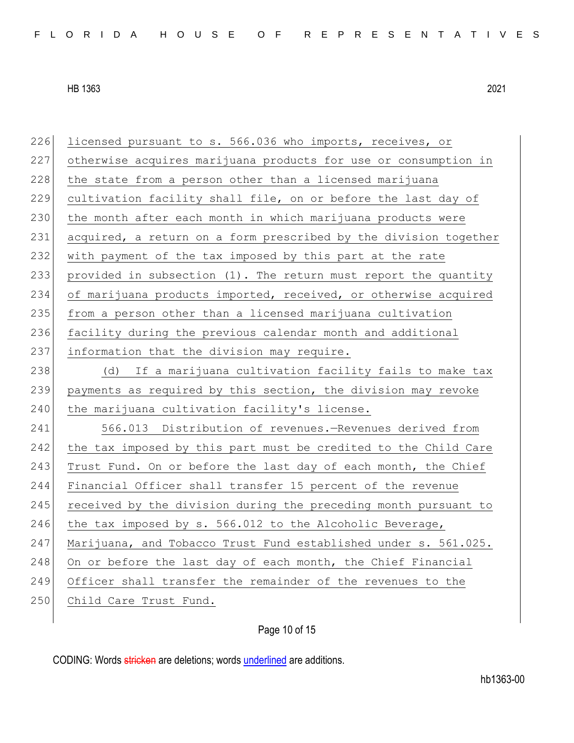licensed pursuant to s. 566.036 who imports, receives, or otherwise acquires marijuana products for use or consumption in the state from a person other than a licensed marijuana cultivation facility shall file, on or before the last day of the month after each month in which marijuana products were acquired, a return on a form prescribed by the division together with payment of the tax imposed by this part at the rate provided in subsection (1). The return must report the quantity of marijuana products imported, received, or otherwise acquired from a person other than a licensed marijuana cultivation facility during the previous calendar month and additional information that the division may require.

(d) If a marijuana cultivation facility fails to make tax payments as required by this section, the division may revoke the marijuana cultivation facility's license.

566.013 Distribution of revenues.—Revenues derived from the tax imposed by this part must be credited to the Child Care Trust Fund. On or before the last day of each month, the Chief Financial Officer shall transfer 15 percent of the revenue received by the division during the preceding month pursuant to the tax imposed by s. 566.012 to the Alcoholic Beverage, Marijuana, and Tobacco Trust Fund established under s. 561.025. On or before the last day of each month, the Chief Financial Officer shall transfer the remainder of the revenues to the Child Care Trust Fund.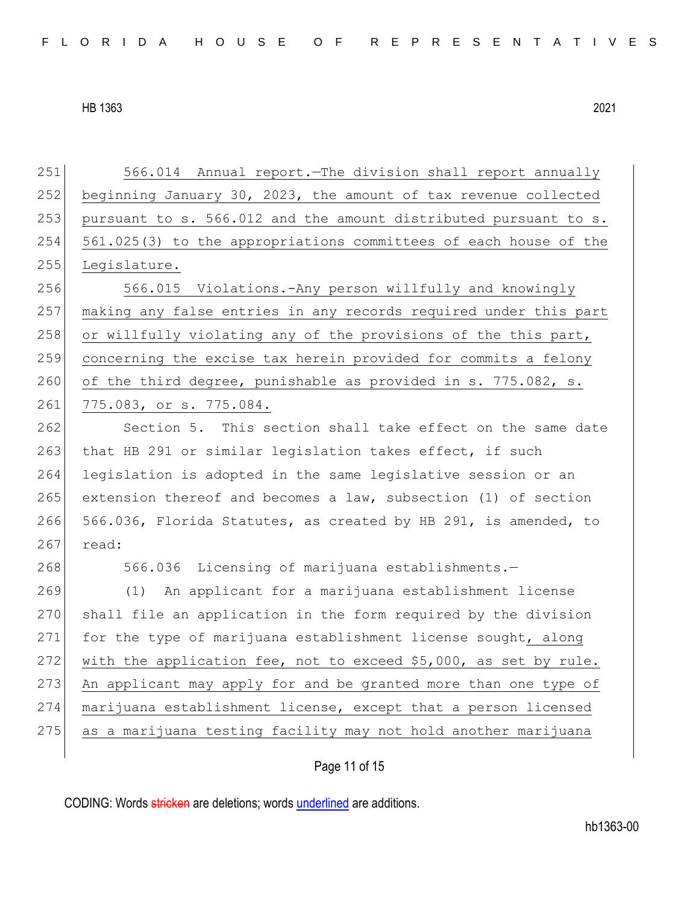251 566.014 Annual report.—The division shall report annually
252 beginning January 30, 2023, the amount of tax revenue collected
253 pursuant to s. 566.012 and the amount distributed pursuant to s.
254 561.025(3) to the appropriations committees of each house of the
255 Legislature.

256 566.015 Violations.-Any person willfully and knowingly
257 making any false entries in any records required under this part
258 or willfully violating any of the provisions of the this part,
259 concerning the excise tax herein provided for commits a felony
260 of the third degree, punishable as provided in s. 775.082, s.
261 775.083, or s. 775.084.

262 Section 5. This section shall take effect on the same date
263 that HB 291 or similar legislation takes effect, if such
264 legislation is adopted in the same legislative session or an
265 extension thereof and becomes a law, subsection (1) of section
266 566.036, Florida Statutes, as created by HB 291, is amended, to
267 read:

268 566.036 Licensing of marijuana establishments.—

269 (1) An applicant for a marijuana establishment license
270 shall file an application in the form required by the division
271 for the type of marijuana establishment license sought, along
272 with the application fee, not to exceed $5,000, as set by rule.
273 An applicant may apply for and be granted more than one type of
274 marijuana establishment license, except that a person licensed
275 as a marijuana testing facility may not hold another marijuana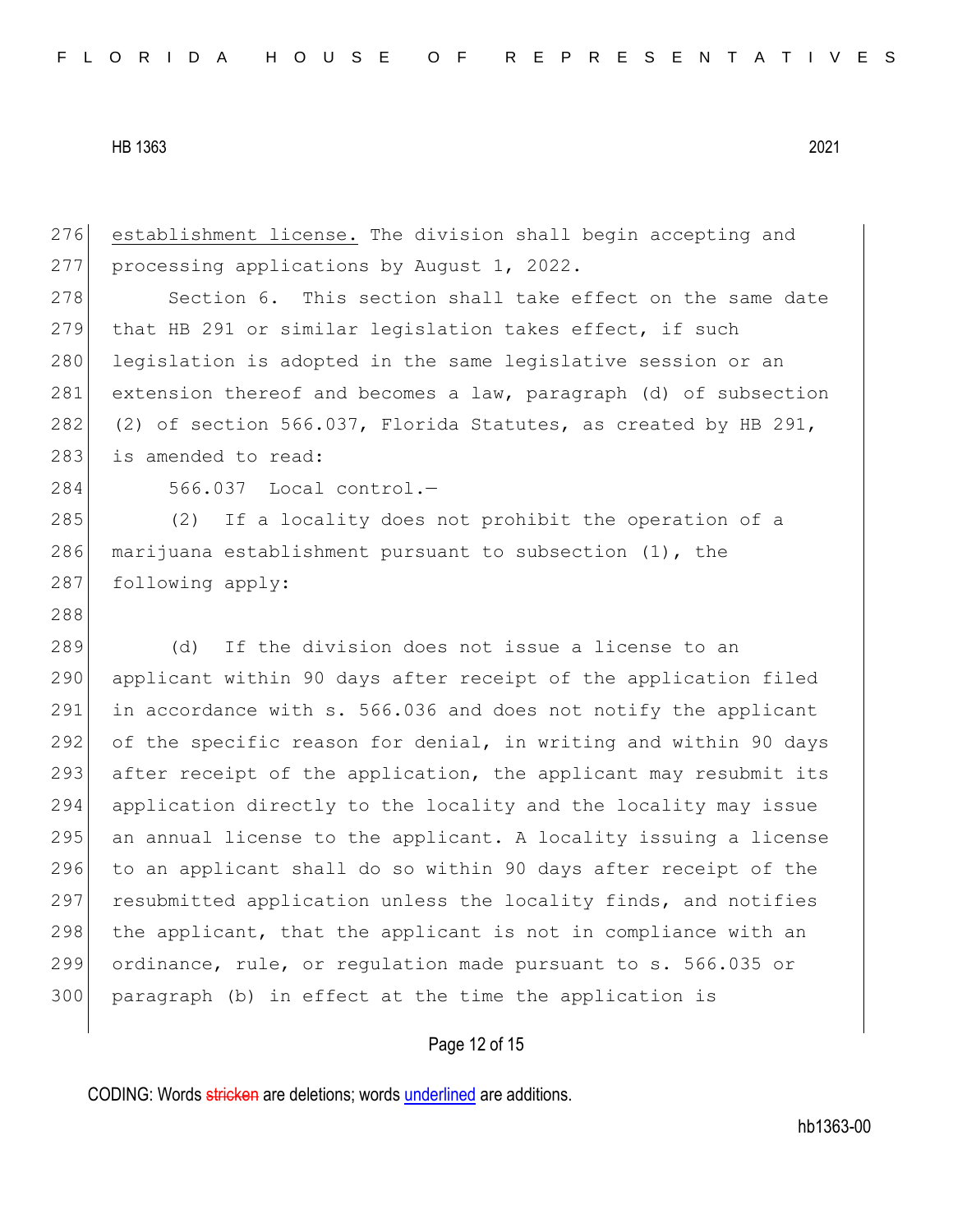establishment license. The division shall begin accepting and processing applications by August 1, 2022.

Section 6. This section shall take effect on the same date that HB 291 or similar legislation takes effect, if such legislation is adopted in the same legislative session or an extension thereof and becomes a law, paragraph (d) of subsection (2) of section 566.037, Florida Statutes, as created by HB 291, is amended to read:

566.037 Local control.—

(2) If a locality does not prohibit the operation of a marijuana establishment pursuant to subsection (1), the following apply:

(d) If the division does not issue a license to an applicant within 90 days after receipt of the application filed in accordance with s. 566.036 and does not notify the applicant of the specific reason for denial, in writing and within 90 days after receipt of the application, the applicant may resubmit its application directly to the locality and the locality may issue an annual license to the applicant. A locality issuing a license to an applicant shall do so within 90 days after receipt of the resubmitted application unless the locality finds, and notifies the applicant, that the applicant is not in compliance with an ordinance, rule, or regulation made pursuant to s. 566.035 or paragraph (b) in effect at the time the application is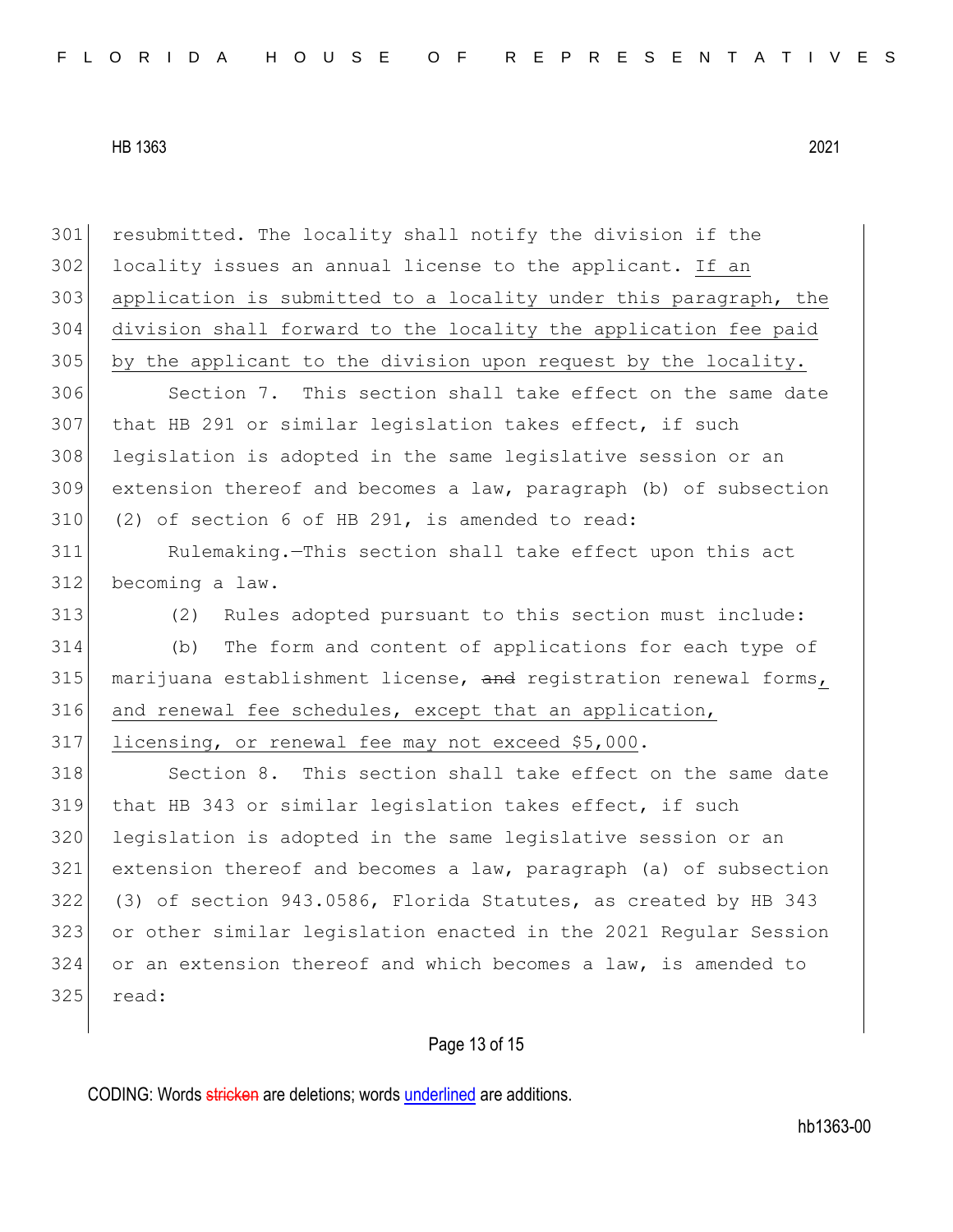resubmitted. The locality shall notify the division if the locality issues an annual license to the applicant. <u>If an application is submitted to a locality under this paragraph, the division shall forward to the locality the application fee paid by the applicant to the division upon request by the locality.</u>

Section 7. This section shall take effect on the same date that HB 291 or similar legislation takes effect, if such legislation is adopted in the same legislative session or an extension thereof and becomes a law, paragraph (b) of subsection (2) of section 6 of HB 291, is amended to read:

Rulemaking.—This section shall take effect upon this act becoming a law.

(2) Rules adopted pursuant to this section must include:

(b) The form and content of applications for each type of marijuana establishment license, ~~and~~ registration renewal forms<u>, and renewal fee schedules, except that an application, licensing, or renewal fee may not exceed $5,000</u>.

Section 8. This section shall take effect on the same date that HB 343 or similar legislation takes effect, if such legislation is adopted in the same legislative session or an extension thereof and becomes a law, paragraph (a) of subsection (3) of section 943.0586, Florida Statutes, as created by HB 343 or other similar legislation enacted in the 2021 Regular Session or an extension thereof and which becomes a law, is amended to read: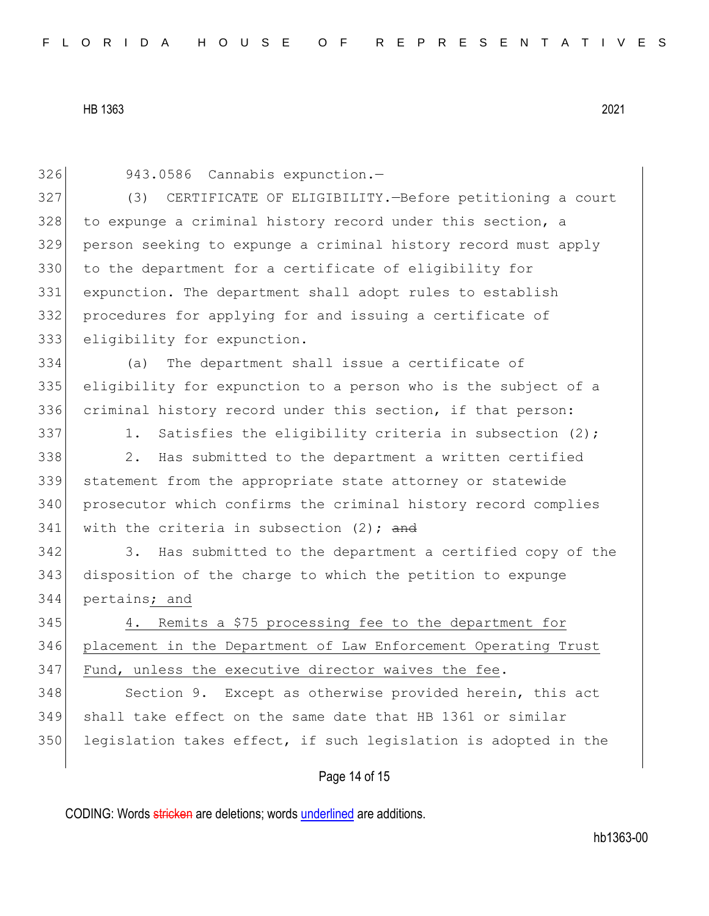943.0586 Cannabis expunction.—

(3) CERTIFICATE OF ELIGIBILITY.—Before petitioning a court to expunge a criminal history record under this section, a person seeking to expunge a criminal history record must apply to the department for a certificate of eligibility for expunction. The department shall adopt rules to establish procedures for applying for and issuing a certificate of eligibility for expunction.

(a) The department shall issue a certificate of eligibility for expunction to a person who is the subject of a criminal history record under this section, if that person:

1. Satisfies the eligibility criteria in subsection (2);

2. Has submitted to the department a written certified statement from the appropriate state attorney or statewide prosecutor which confirms the criminal history record complies with the criteria in subsection (2); ~~and~~

3. Has submitted to the department a certified copy of the disposition of the charge to which the petition to expunge pertains; and

4. Remits a $75 processing fee to the department for placement in the Department of Law Enforcement Operating Trust Fund, unless the executive director waives the fee.

Section 9. Except as otherwise provided herein, this act shall take effect on the same date that HB 1361 or similar legislation takes effect, if such legislation is adopted in the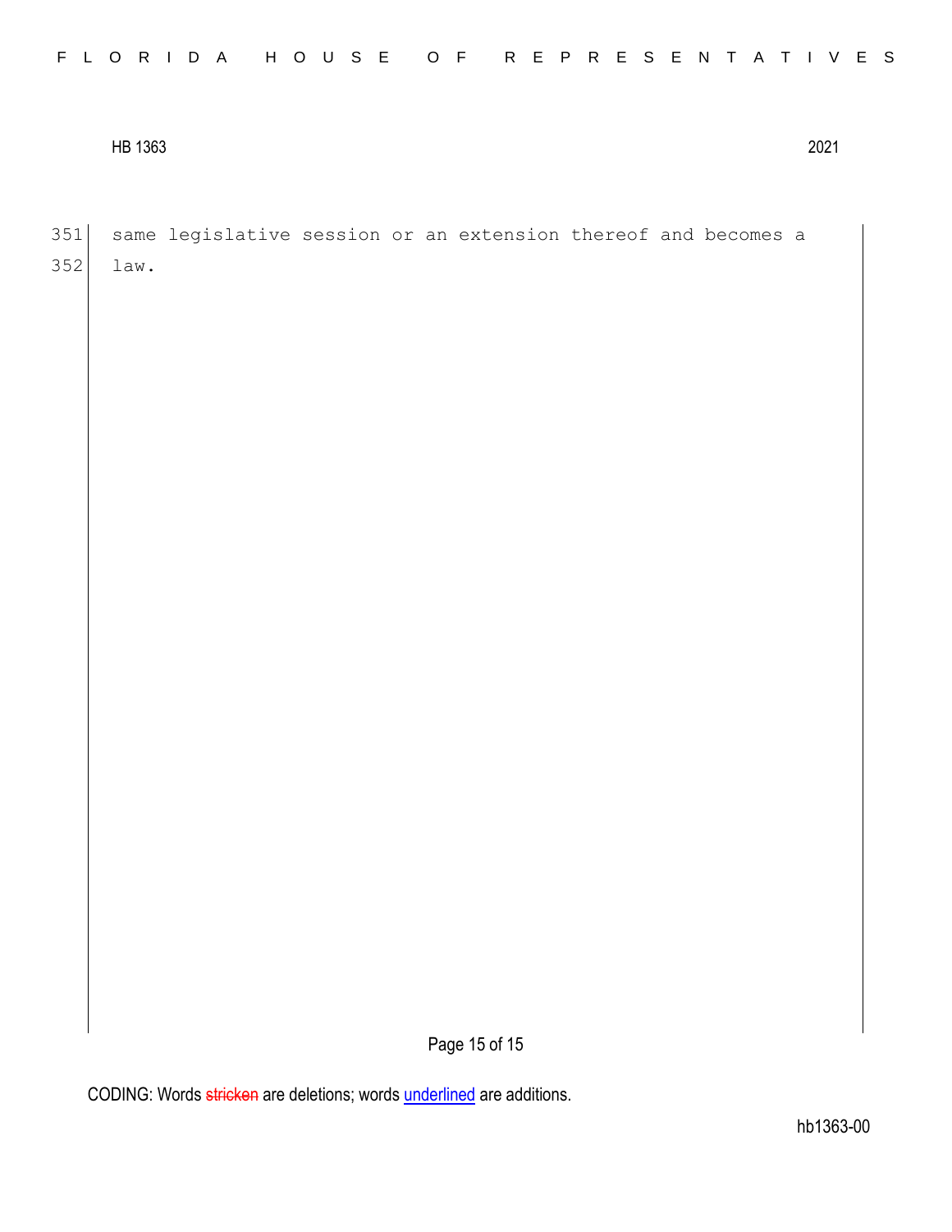351 same legislative session or an extension thereof and becomes a
352 law.